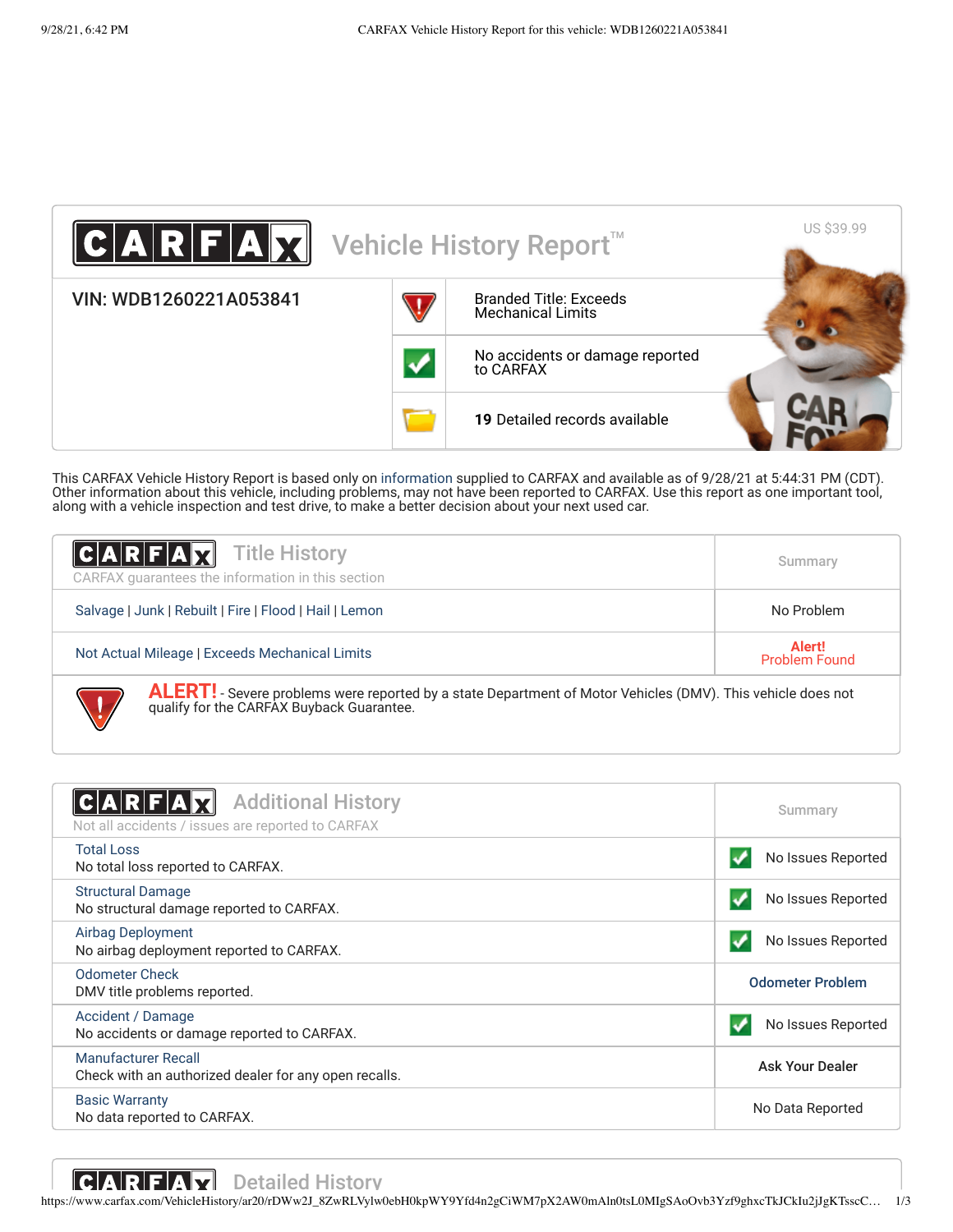# CARFAX Vehicle History Report™

US $39.99

**VIN: WDB1260221A053841**

| | |
|---|---|
| Branded Title: Exceeds Mechanical Limits |
| No accidents or damage reported to CARFAX |
| **19** Detailed records available |

This CARFAX Vehicle History Report is based only on information supplied to CARFAX and available as of 9/28/21 at 5:44:31 PM (CDT). Other information about this vehicle, including problems, may not have been reported to CARFAX. Use this report as one important tool, along with a vehicle inspection and test drive, to make a better decision about your next used car.

## CARFAX Title History

CARFAX guarantees the information in this section

| | Summary |
|---|---|
| Salvage \| Junk \| Rebuilt \| Fire \| Flood \| Hail \| Lemon | No Problem |
| Not Actual Mileage \| Exceeds Mechanical Limits | **Alert!** Problem Found |

**ALERT!** - Severe problems were reported by a state Department of Motor Vehicles (DMV). This vehicle does not qualify for the CARFAX Buyback Guarantee.

## CARFAX Additional History

Not all accidents / issues are reported to CARFAX

| | Summary |
|---|---|
| Total Loss<br>No total loss reported to CARFAX. | No Issues Reported |
| Structural Damage<br>No structural damage reported to CARFAX. | No Issues Reported |
| Airbag Deployment<br>No airbag deployment reported to CARFAX. | No Issues Reported |
| Odometer Check<br>DMV title problems reported. | Odometer Problem |
| Accident / Damage<br>No accidents or damage reported to CARFAX. | No Issues Reported |
| Manufacturer Recall<br>Check with an authorized dealer for any open recalls. | Ask Your Dealer |
| Basic Warranty<br>No data reported to CARFAX. | No Data Reported |

## CARFAX Detailed History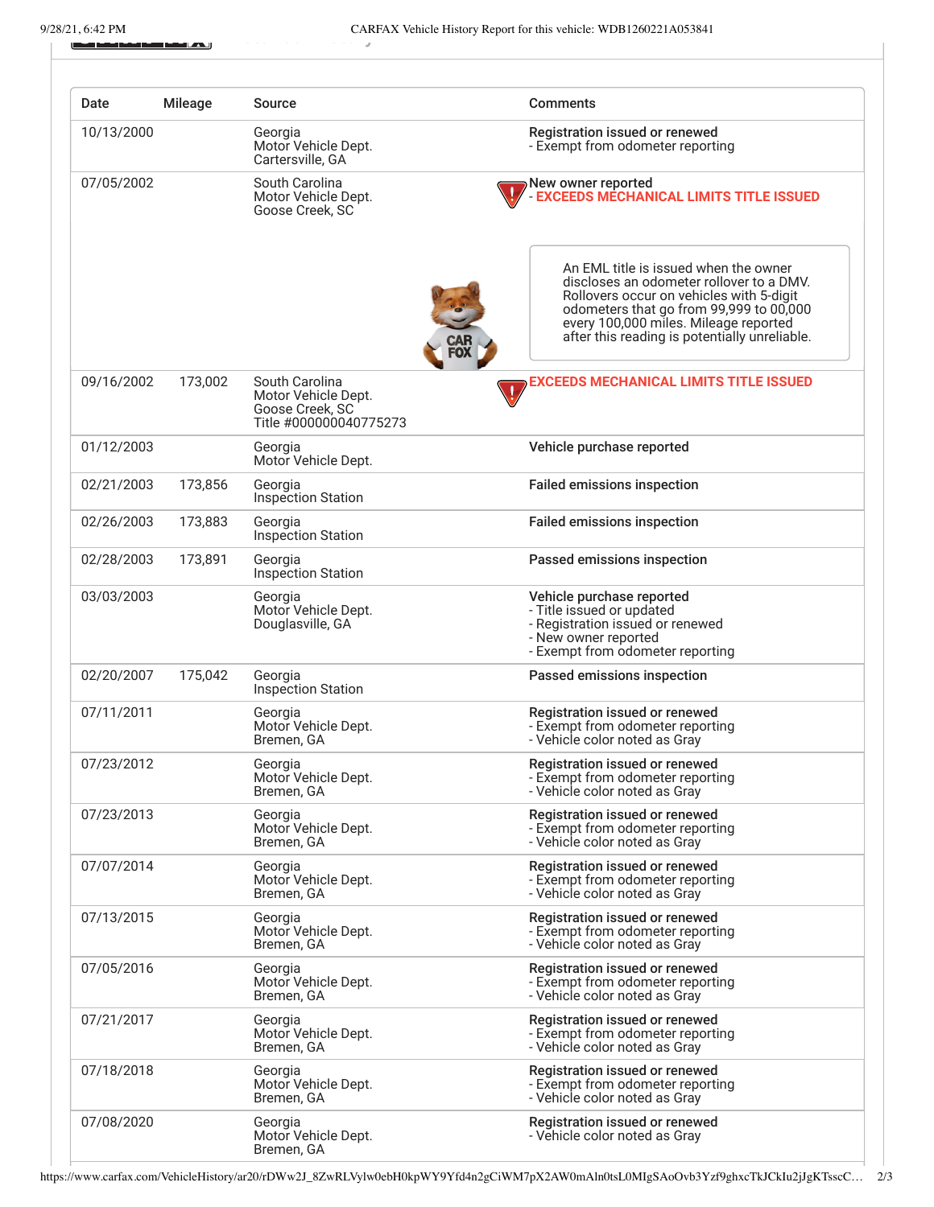| Date | Mileage | Source | Comments |
|---|---|---|---|
| 10/13/2000 | | Georgia Motor Vehicle Dept. Cartersville, GA | **Registration issued or renewed** - Exempt from odometer reporting |
| 07/05/2002 | | South Carolina Motor Vehicle Dept. Goose Creek, SC | **New owner reported** - **EXCEEDS MECHANICAL LIMITS TITLE ISSUED** An EML title is issued when the owner discloses an odometer rollover to a DMV. Rollovers occur on vehicles with 5-digit odometers that go from 99,999 to 00,000 every 100,000 miles. Mileage reported after this reading is potentially unreliable. |
| 09/16/2002 | 173,002 | South Carolina Motor Vehicle Dept. Goose Creek, SC Title #000000040775273 | **EXCEEDS MECHANICAL LIMITS TITLE ISSUED** |
| 01/12/2003 | | Georgia Motor Vehicle Dept. | **Vehicle purchase reported** |
| 02/21/2003 | 173,856 | Georgia Inspection Station | **Failed emissions inspection** |
| 02/26/2003 | 173,883 | Georgia Inspection Station | **Failed emissions inspection** |
| 02/28/2003 | 173,891 | Georgia Inspection Station | **Passed emissions inspection** |
| 03/03/2003 | | Georgia Motor Vehicle Dept. Douglasville, GA | **Vehicle purchase reported** - Title issued or updated - Registration issued or renewed - New owner reported - Exempt from odometer reporting |
| 02/20/2007 | 175,042 | Georgia Inspection Station | **Passed emissions inspection** |
| 07/11/2011 | | Georgia Motor Vehicle Dept. Bremen, GA | **Registration issued or renewed** - Exempt from odometer reporting - Vehicle color noted as Gray |
| 07/23/2012 | | Georgia Motor Vehicle Dept. Bremen, GA | **Registration issued or renewed** - Exempt from odometer reporting - Vehicle color noted as Gray |
| 07/23/2013 | | Georgia Motor Vehicle Dept. Bremen, GA | **Registration issued or renewed** - Exempt from odometer reporting - Vehicle color noted as Gray |
| 07/07/2014 | | Georgia Motor Vehicle Dept. Bremen, GA | **Registration issued or renewed** - Exempt from odometer reporting - Vehicle color noted as Gray |
| 07/13/2015 | | Georgia Motor Vehicle Dept. Bremen, GA | **Registration issued or renewed** - Exempt from odometer reporting - Vehicle color noted as Gray |
| 07/05/2016 | | Georgia Motor Vehicle Dept. Bremen, GA | **Registration issued or renewed** - Exempt from odometer reporting - Vehicle color noted as Gray |
| 07/21/2017 | | Georgia Motor Vehicle Dept. Bremen, GA | **Registration issued or renewed** - Exempt from odometer reporting - Vehicle color noted as Gray |
| 07/18/2018 | | Georgia Motor Vehicle Dept. Bremen, GA | **Registration issued or renewed** - Exempt from odometer reporting - Vehicle color noted as Gray |
| 07/08/2020 | | Georgia Motor Vehicle Dept. Bremen, GA | **Registration issued or renewed** - Vehicle color noted as Gray |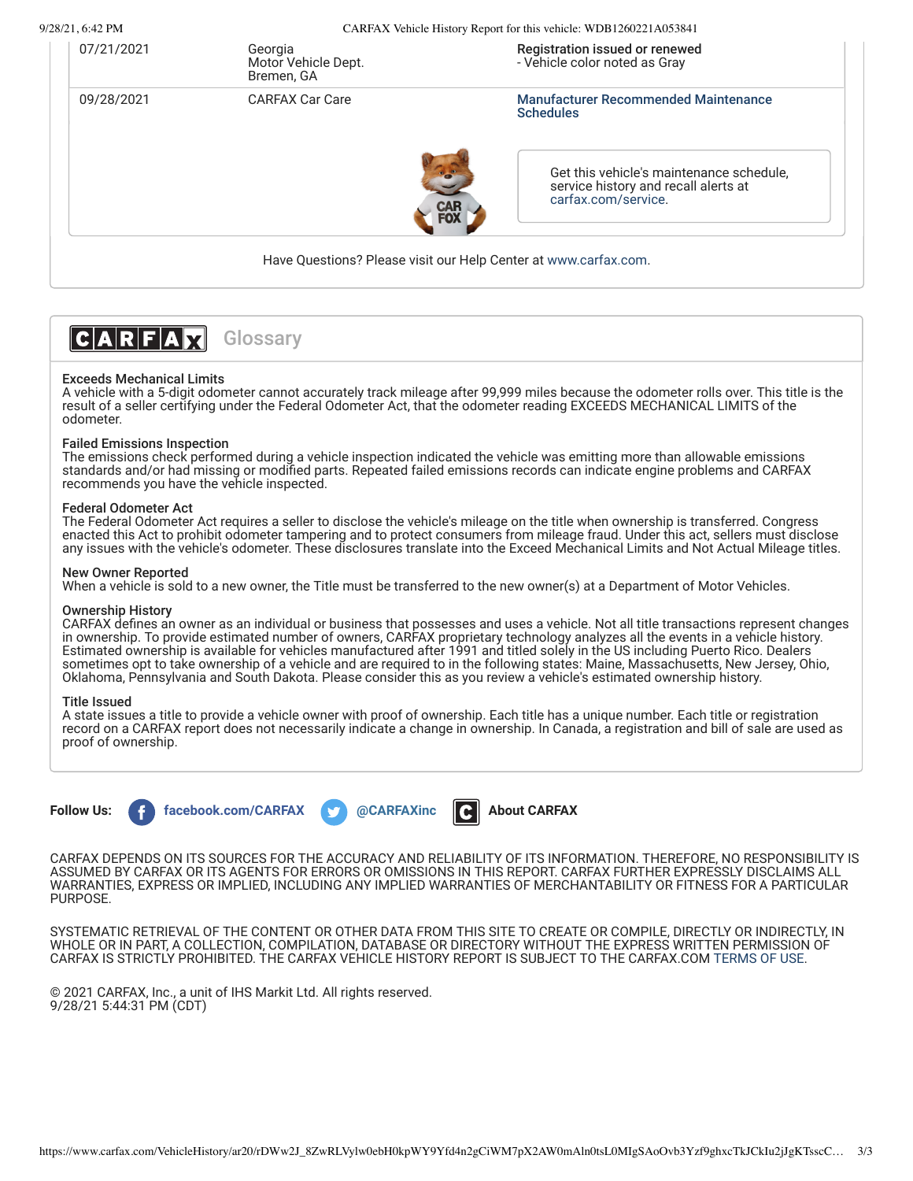| | | |
|---|---|---|
| 07/21/2021 | Georgia<br>Motor Vehicle Dept.<br>Bremen, GA | **Registration issued or renewed**<br>- Vehicle color noted as Gray |
| 09/28/2021 | CARFAX Car Care | Manufacturer Recommended Maintenance Schedules<br><br>Get this vehicle's maintenance schedule, service history and recall alerts at carfax.com/service. |

Have Questions? Please visit our Help Center at www.carfax.com.

## CARFAX Glossary

**Exceeds Mechanical Limits**
A vehicle with a 5-digit odometer cannot accurately track mileage after 99,999 miles because the odometer rolls over. This title is the result of a seller certifying under the Federal Odometer Act, that the odometer reading EXCEEDS MECHANICAL LIMITS of the odometer.

**Failed Emissions Inspection**
The emissions check performed during a vehicle inspection indicated the vehicle was emitting more than allowable emissions standards and/or had missing or modified parts. Repeated failed emissions records can indicate engine problems and CARFAX recommends you have the vehicle inspected.

**Federal Odometer Act**
The Federal Odometer Act requires a seller to disclose the vehicle's mileage on the title when ownership is transferred. Congress enacted this Act to prohibit odometer tampering and to protect consumers from mileage fraud. Under this act, sellers must disclose any issues with the vehicle's odometer. These disclosures translate into the Exceed Mechanical Limits and Not Actual Mileage titles.

**New Owner Reported**
When a vehicle is sold to a new owner, the Title must be transferred to the new owner(s) at a Department of Motor Vehicles.

**Ownership History**
CARFAX defines an owner as an individual or business that possesses and uses a vehicle. Not all title transactions represent changes in ownership. To provide estimated number of owners, CARFAX proprietary technology analyzes all the events in a vehicle history. Estimated ownership is available for vehicles manufactured after 1991 and titled solely in the US including Puerto Rico. Dealers sometimes opt to take ownership of a vehicle and are required to in the following states: Maine, Massachusetts, New Jersey, Ohio, Oklahoma, Pennsylvania and South Dakota. Please consider this as you review a vehicle's estimated ownership history.

**Title Issued**
A state issues a title to provide a vehicle owner with proof of ownership. Each title has a unique number. Each title or registration record on a CARFAX report does not necessarily indicate a change in ownership. In Canada, a registration and bill of sale are used as proof of ownership.

**Follow Us:** facebook.com/CARFAX @CARFAXinc **About CARFAX**

CARFAX DEPENDS ON ITS SOURCES FOR THE ACCURACY AND RELIABILITY OF ITS INFORMATION. THEREFORE, NO RESPONSIBILITY IS ASSUMED BY CARFAX OR ITS AGENTS FOR ERRORS OR OMISSIONS IN THIS REPORT. CARFAX FURTHER EXPRESSLY DISCLAIMS ALL WARRANTIES, EXPRESS OR IMPLIED, INCLUDING ANY IMPLIED WARRANTIES OF MERCHANTABILITY OR FITNESS FOR A PARTICULAR PURPOSE.

SYSTEMATIC RETRIEVAL OF THE CONTENT OR OTHER DATA FROM THIS SITE TO CREATE OR COMPILE, DIRECTLY OR INDIRECTLY, IN WHOLE OR IN PART, A COLLECTION, COMPILATION, DATABASE OR DIRECTORY WITHOUT THE EXPRESS WRITTEN PERMISSION OF CARFAX IS STRICTLY PROHIBITED. THE CARFAX VEHICLE HISTORY REPORT IS SUBJECT TO THE CARFAX.COM TERMS OF USE.

© 2021 CARFAX, Inc., a unit of IHS Markit Ltd. All rights reserved.
9/28/21 5:44:31 PM (CDT)